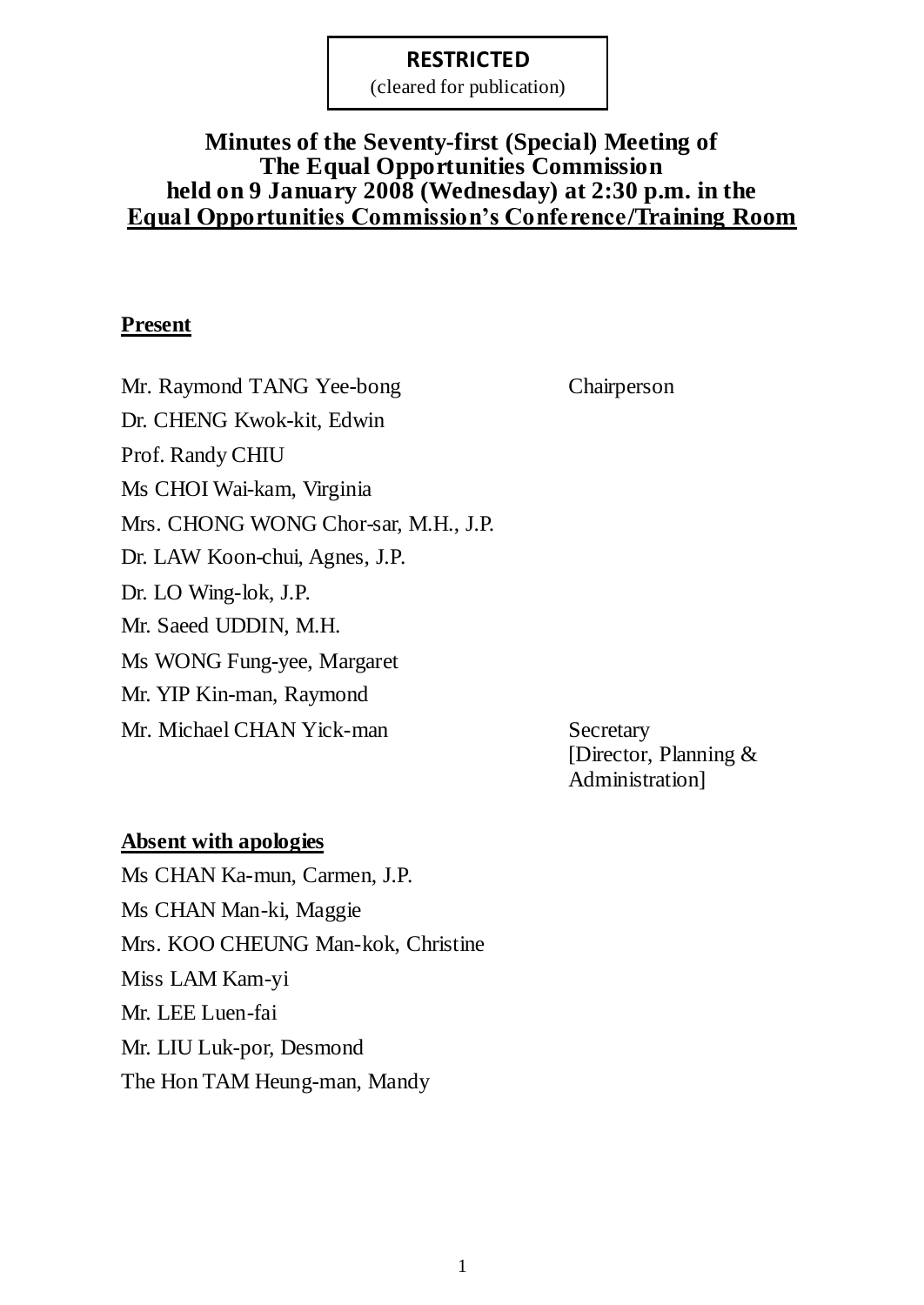**RESTRICTED**
(cleared for publication)

# Minutes of the Seventy-first (Special) Meeting of The Equal Opportunities Commission held on 9 January 2008 (Wednesday) at 2:30 p.m. in the Equal Opportunities Commission's Conference/Training Room

## Present

| | |
|---|---|
| Mr. Raymond TANG Yee-bong | Chairperson |
| Dr. CHENG Kwok-kit, Edwin | |
| Prof. Randy CHIU | |
| Ms CHOI Wai-kam, Virginia | |
| Mrs. CHONG WONG Chor-sar, M.H., J.P. | |
| Dr. LAW Koon-chui, Agnes, J.P. | |
| Dr. LO Wing-lok, J.P. | |
| Mr. Saeed UDDIN, M.H. | |
| Ms WONG Fung-yee, Margaret | |
| Mr. YIP Kin-man, Raymond | |
| Mr. Michael CHAN Yick-man | Secretary [Director, Planning & Administration] |

## Absent with apologies

Ms CHAN Ka-mun, Carmen, J.P.
Ms CHAN Man-ki, Maggie
Mrs. KOO CHEUNG Man-kok, Christine
Miss LAM Kam-yi
Mr. LEE Luen-fai
Mr. LIU Luk-por, Desmond
The Hon TAM Heung-man, Mandy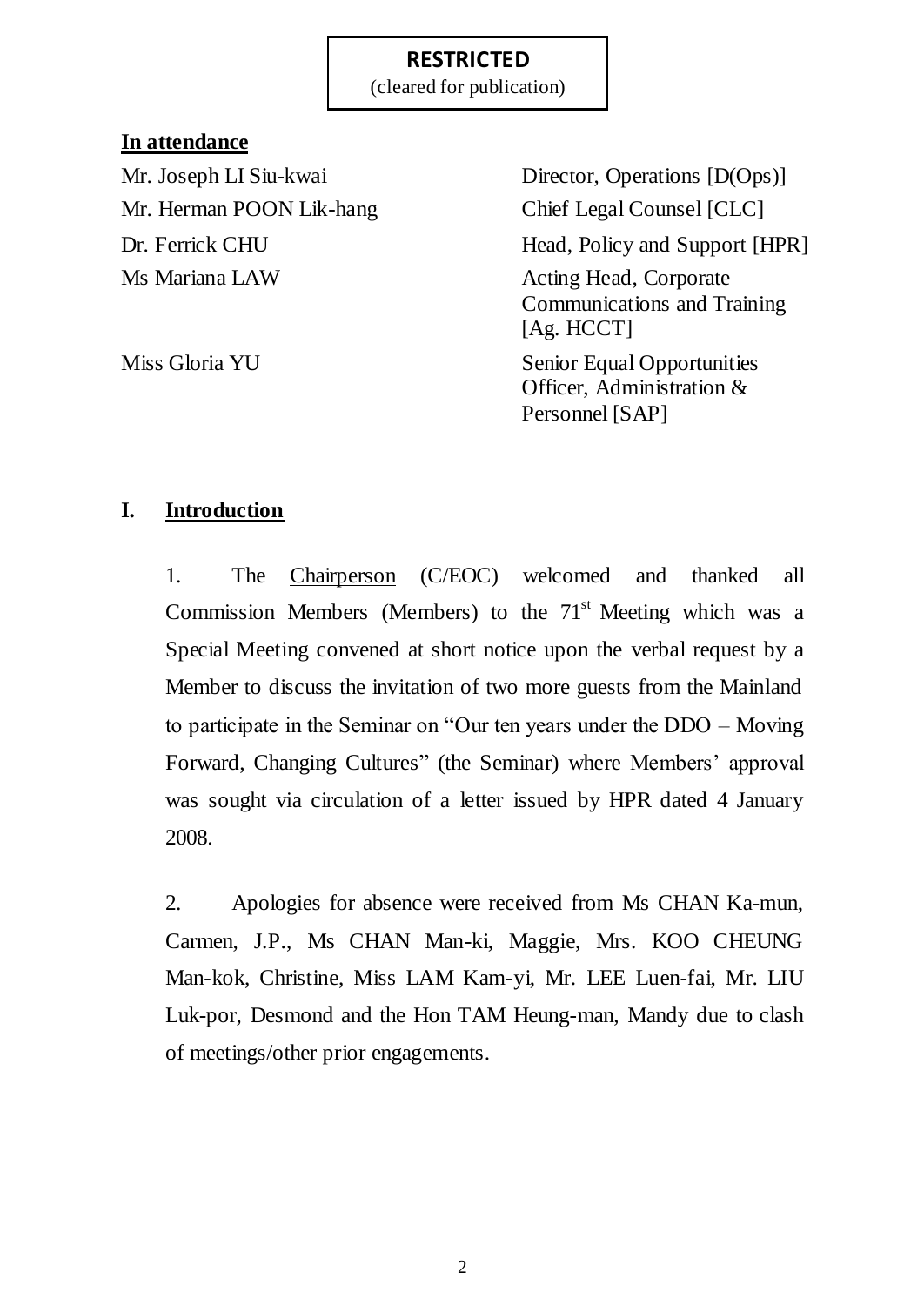**RESTRICTED**
(cleared for publication)

**In attendance**

| | |
|---|---|
| Mr. Joseph LI Siu-kwai | Director, Operations [D(Ops)] |
| Mr. Herman POON Lik-hang | Chief Legal Counsel [CLC] |
| Dr. Ferrick CHU | Head, Policy and Support [HPR] |
| Ms Mariana LAW | Acting Head, Corporate Communications and Training [Ag. HCCT] |
| Miss Gloria YU | Senior Equal Opportunities Officer, Administration & Personnel [SAP] |

## I. Introduction

1. The Chairperson (C/EOC) welcomed and thanked all Commission Members (Members) to the 71st Meeting which was a Special Meeting convened at short notice upon the verbal request by a Member to discuss the invitation of two more guests from the Mainland to participate in the Seminar on "Our ten years under the DDO – Moving Forward, Changing Cultures" (the Seminar) where Members' approval was sought via circulation of a letter issued by HPR dated 4 January 2008.

2. Apologies for absence were received from Ms CHAN Ka-mun, Carmen, J.P., Ms CHAN Man-ki, Maggie, Mrs. KOO CHEUNG Man-kok, Christine, Miss LAM Kam-yi, Mr. LEE Luen-fai, Mr. LIU Luk-por, Desmond and the Hon TAM Heung-man, Mandy due to clash of meetings/other prior engagements.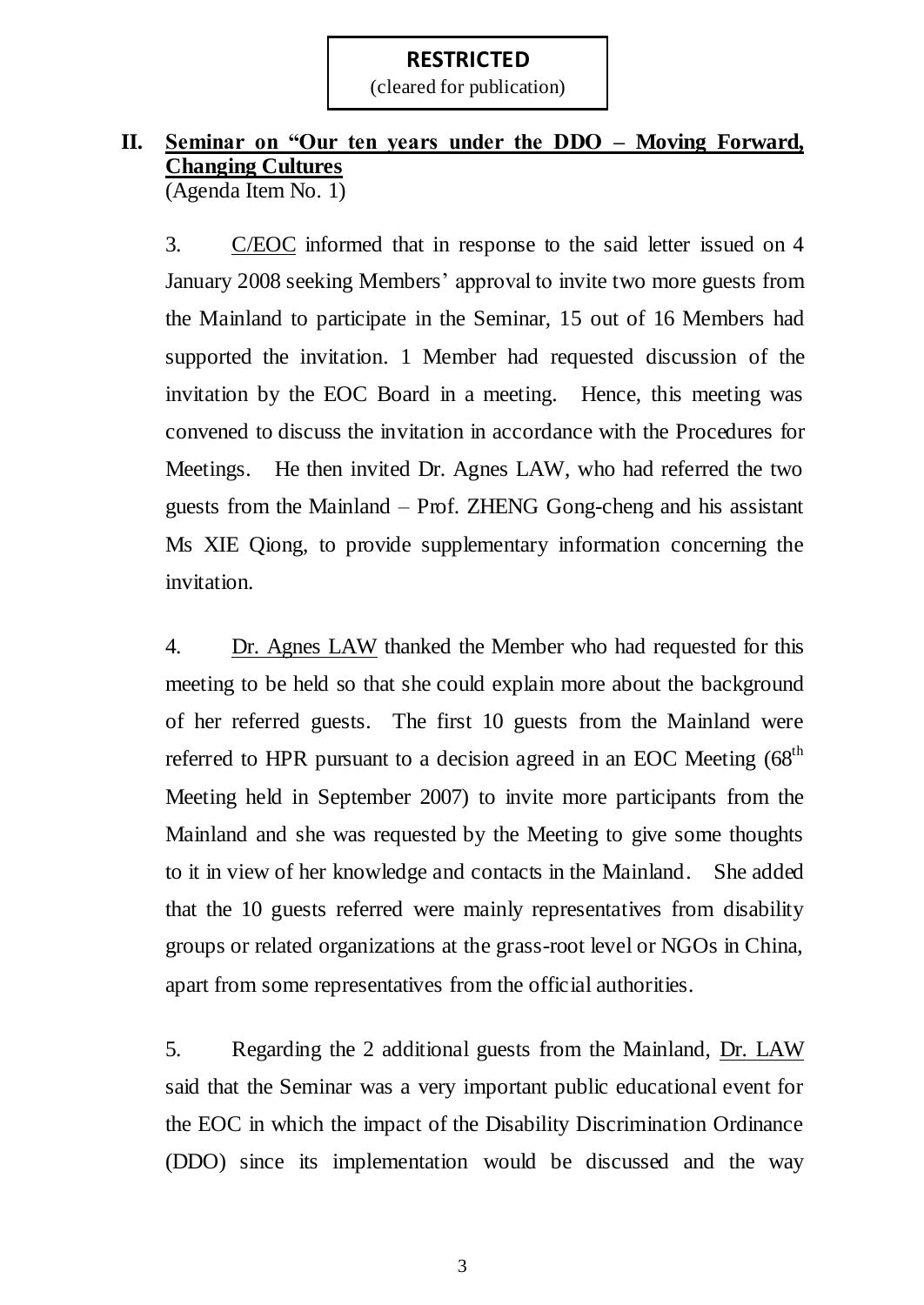**RESTRICTED**
(cleared for publication)

## II. Seminar on "Our ten years under the DDO – Moving Forward, Changing Cultures
(Agenda Item No. 1)

3. C/EOC informed that in response to the said letter issued on 4 January 2008 seeking Members' approval to invite two more guests from the Mainland to participate in the Seminar, 15 out of 16 Members had supported the invitation. 1 Member had requested discussion of the invitation by the EOC Board in a meeting. Hence, this meeting was convened to discuss the invitation in accordance with the Procedures for Meetings. He then invited Dr. Agnes LAW, who had referred the two guests from the Mainland – Prof. ZHENG Gong-cheng and his assistant Ms XIE Qiong, to provide supplementary information concerning the invitation.

4. Dr. Agnes LAW thanked the Member who had requested for this meeting to be held so that she could explain more about the background of her referred guests. The first 10 guests from the Mainland were referred to HPR pursuant to a decision agreed in an EOC Meeting (68th Meeting held in September 2007) to invite more participants from the Mainland and she was requested by the Meeting to give some thoughts to it in view of her knowledge and contacts in the Mainland. She added that the 10 guests referred were mainly representatives from disability groups or related organizations at the grass-root level or NGOs in China, apart from some representatives from the official authorities.

5. Regarding the 2 additional guests from the Mainland, Dr. LAW said that the Seminar was a very important public educational event for the EOC in which the impact of the Disability Discrimination Ordinance (DDO) since its implementation would be discussed and the way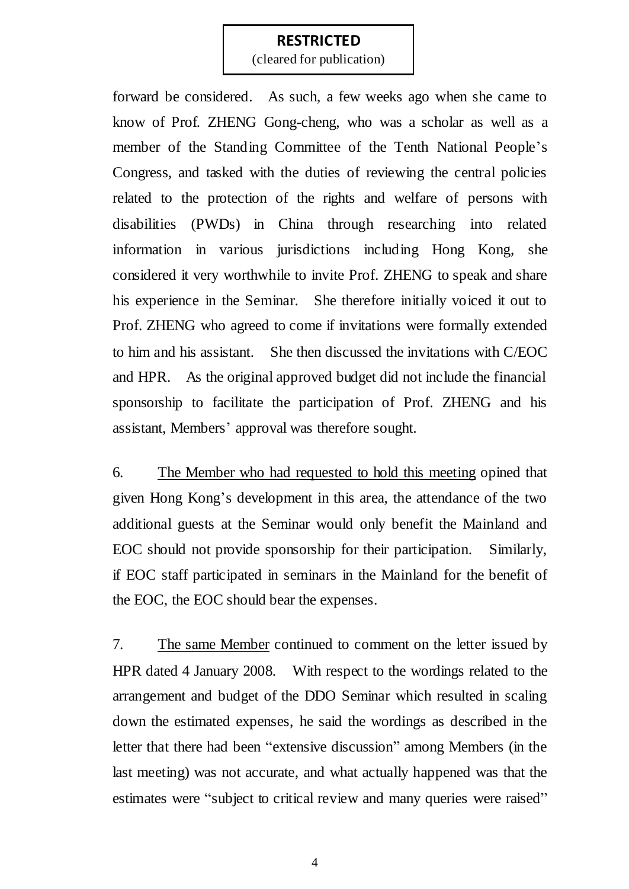**RESTRICTED**
(cleared for publication)

forward be considered. As such, a few weeks ago when she came to know of Prof. ZHENG Gong-cheng, who was a scholar as well as a member of the Standing Committee of the Tenth National People's Congress, and tasked with the duties of reviewing the central policies related to the protection of the rights and welfare of persons with disabilities (PWDs) in China through researching into related information in various jurisdictions including Hong Kong, she considered it very worthwhile to invite Prof. ZHENG to speak and share his experience in the Seminar. She therefore initially voiced it out to Prof. ZHENG who agreed to come if invitations were formally extended to him and his assistant. She then discussed the invitations with C/EOC and HPR. As the original approved budget did not include the financial sponsorship to facilitate the participation of Prof. ZHENG and his assistant, Members' approval was therefore sought.

6. <u>The Member who had requested to hold this meeting</u> opined that given Hong Kong's development in this area, the attendance of the two additional guests at the Seminar would only benefit the Mainland and EOC should not provide sponsorship for their participation. Similarly, if EOC staff participated in seminars in the Mainland for the benefit of the EOC, the EOC should bear the expenses.

7. <u>The same Member</u> continued to comment on the letter issued by HPR dated 4 January 2008. With respect to the wordings related to the arrangement and budget of the DDO Seminar which resulted in scaling down the estimated expenses, he said the wordings as described in the letter that there had been "extensive discussion" among Members (in the last meeting) was not accurate, and what actually happened was that the estimates were "subject to critical review and many queries were raised"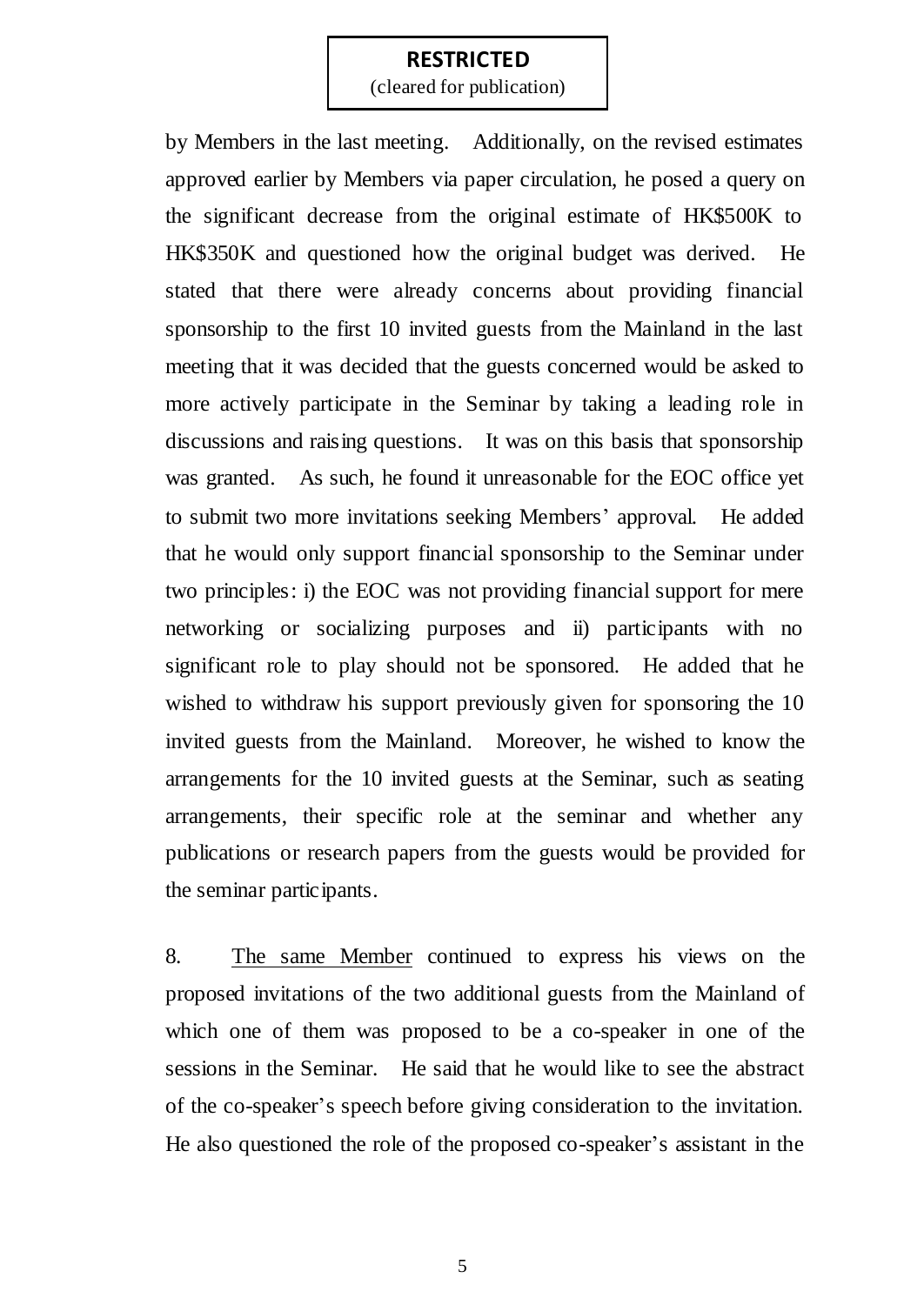by Members in the last meeting. Additionally, on the revised estimates approved earlier by Members via paper circulation, he posed a query on the significant decrease from the original estimate of HK$500K to HK$350K and questioned how the original budget was derived. He stated that there were already concerns about providing financial sponsorship to the first 10 invited guests from the Mainland in the last meeting that it was decided that the guests concerned would be asked to more actively participate in the Seminar by taking a leading role in discussions and raising questions. It was on this basis that sponsorship was granted. As such, he found it unreasonable for the EOC office yet to submit two more invitations seeking Members' approval. He added that he would only support financial sponsorship to the Seminar under two principles: i) the EOC was not providing financial support for mere networking or socializing purposes and ii) participants with no significant role to play should not be sponsored. He added that he wished to withdraw his support previously given for sponsoring the 10 invited guests from the Mainland. Moreover, he wished to know the arrangements for the 10 invited guests at the Seminar, such as seating arrangements, their specific role at the seminar and whether any publications or research papers from the guests would be provided for the seminar participants.

8. <u>The same Member</u> continued to express his views on the proposed invitations of the two additional guests from the Mainland of which one of them was proposed to be a co-speaker in one of the sessions in the Seminar. He said that he would like to see the abstract of the co-speaker's speech before giving consideration to the invitation. He also questioned the role of the proposed co-speaker's assistant in the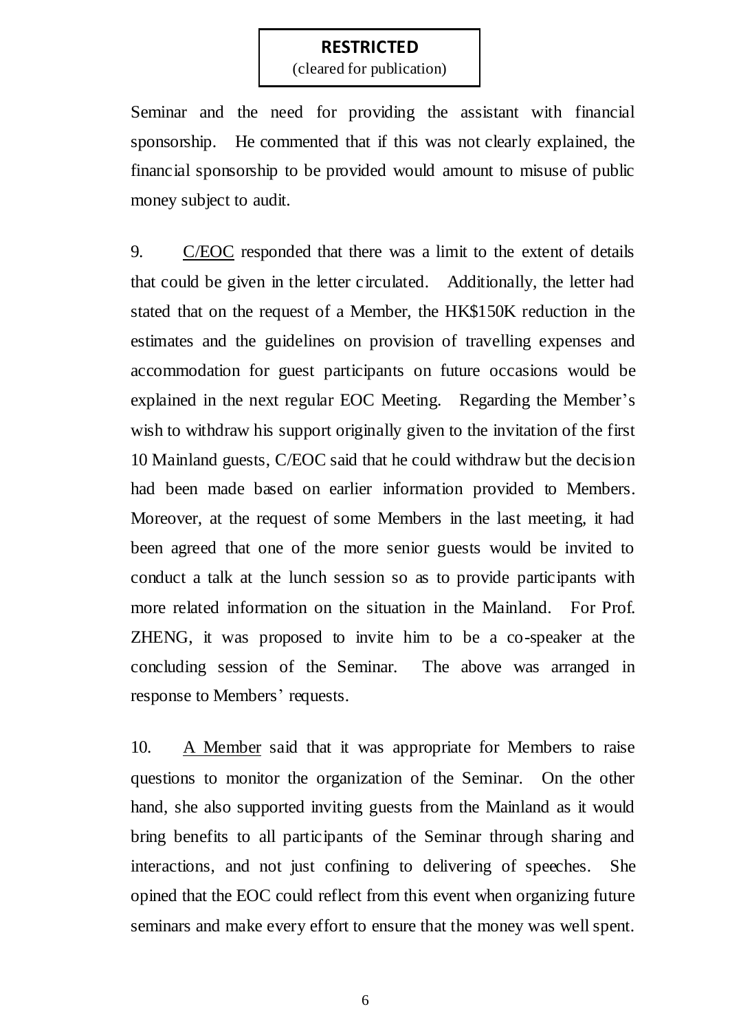Seminar and the need for providing the assistant with financial sponsorship. He commented that if this was not clearly explained, the financial sponsorship to be provided would amount to misuse of public money subject to audit.

9. C/EOC responded that there was a limit to the extent of details that could be given in the letter circulated. Additionally, the letter had stated that on the request of a Member, the HK$150K reduction in the estimates and the guidelines on provision of travelling expenses and accommodation for guest participants on future occasions would be explained in the next regular EOC Meeting. Regarding the Member's wish to withdraw his support originally given to the invitation of the first 10 Mainland guests, C/EOC said that he could withdraw but the decision had been made based on earlier information provided to Members. Moreover, at the request of some Members in the last meeting, it had been agreed that one of the more senior guests would be invited to conduct a talk at the lunch session so as to provide participants with more related information on the situation in the Mainland. For Prof. ZHENG, it was proposed to invite him to be a co-speaker at the concluding session of the Seminar. The above was arranged in response to Members' requests.

10. A Member said that it was appropriate for Members to raise questions to monitor the organization of the Seminar. On the other hand, she also supported inviting guests from the Mainland as it would bring benefits to all participants of the Seminar through sharing and interactions, and not just confining to delivering of speeches. She opined that the EOC could reflect from this event when organizing future seminars and make every effort to ensure that the money was well spent.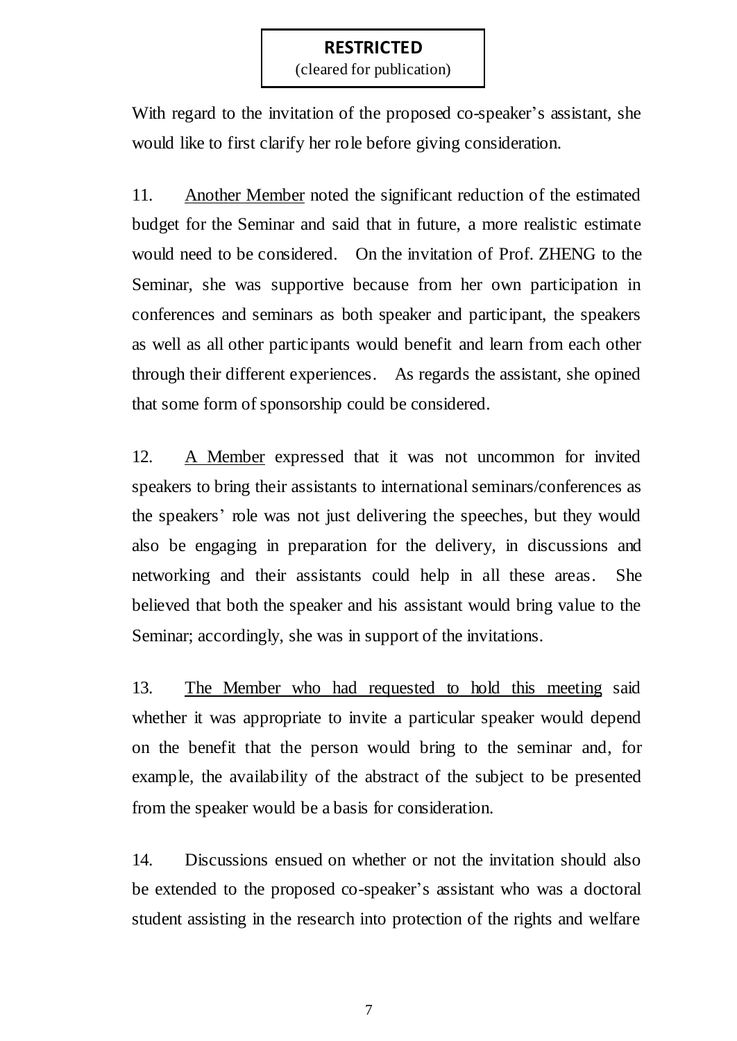With regard to the invitation of the proposed co-speaker's assistant, she would like to first clarify her role before giving consideration.

11. Another Member noted the significant reduction of the estimated budget for the Seminar and said that in future, a more realistic estimate would need to be considered. On the invitation of Prof. ZHENG to the Seminar, she was supportive because from her own participation in conferences and seminars as both speaker and participant, the speakers as well as all other participants would benefit and learn from each other through their different experiences. As regards the assistant, she opined that some form of sponsorship could be considered.

12. A Member expressed that it was not uncommon for invited speakers to bring their assistants to international seminars/conferences as the speakers' role was not just delivering the speeches, but they would also be engaging in preparation for the delivery, in discussions and networking and their assistants could help in all these areas. She believed that both the speaker and his assistant would bring value to the Seminar; accordingly, she was in support of the invitations.

13. The Member who had requested to hold this meeting said whether it was appropriate to invite a particular speaker would depend on the benefit that the person would bring to the seminar and, for example, the availability of the abstract of the subject to be presented from the speaker would be a basis for consideration.

14. Discussions ensued on whether or not the invitation should also be extended to the proposed co-speaker's assistant who was a doctoral student assisting in the research into protection of the rights and welfare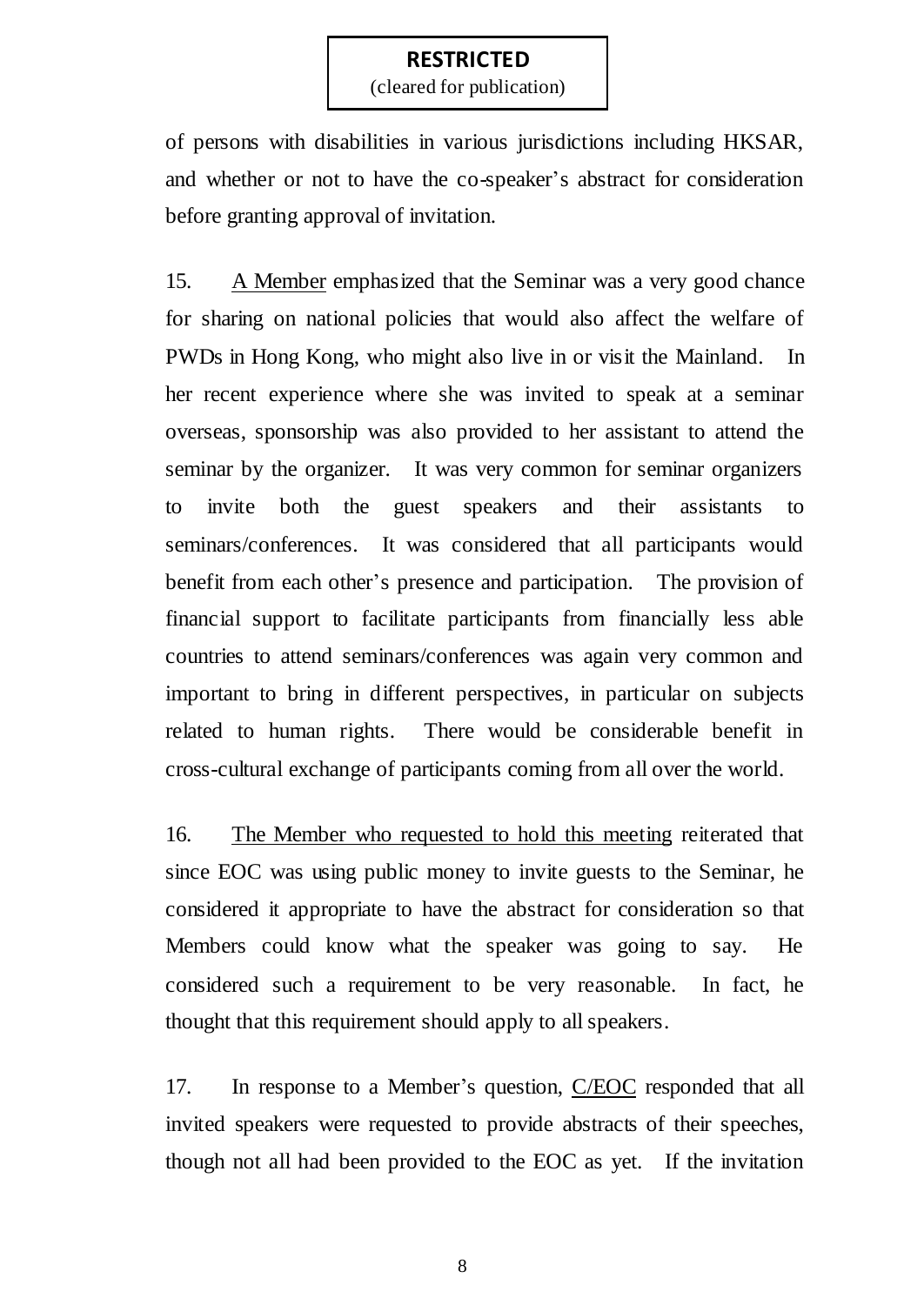of persons with disabilities in various jurisdictions including HKSAR, and whether or not to have the co-speaker's abstract for consideration before granting approval of invitation.

15. A Member emphasized that the Seminar was a very good chance for sharing on national policies that would also affect the welfare of PWDs in Hong Kong, who might also live in or visit the Mainland. In her recent experience where she was invited to speak at a seminar overseas, sponsorship was also provided to her assistant to attend the seminar by the organizer. It was very common for seminar organizers to invite both the guest speakers and their assistants to seminars/conferences. It was considered that all participants would benefit from each other's presence and participation. The provision of financial support to facilitate participants from financially less able countries to attend seminars/conferences was again very common and important to bring in different perspectives, in particular on subjects related to human rights. There would be considerable benefit in cross-cultural exchange of participants coming from all over the world.

16. The Member who requested to hold this meeting reiterated that since EOC was using public money to invite guests to the Seminar, he considered it appropriate to have the abstract for consideration so that Members could know what the speaker was going to say. He considered such a requirement to be very reasonable. In fact, he thought that this requirement should apply to all speakers.

17. In response to a Member's question, C/EOC responded that all invited speakers were requested to provide abstracts of their speeches, though not all had been provided to the EOC as yet. If the invitation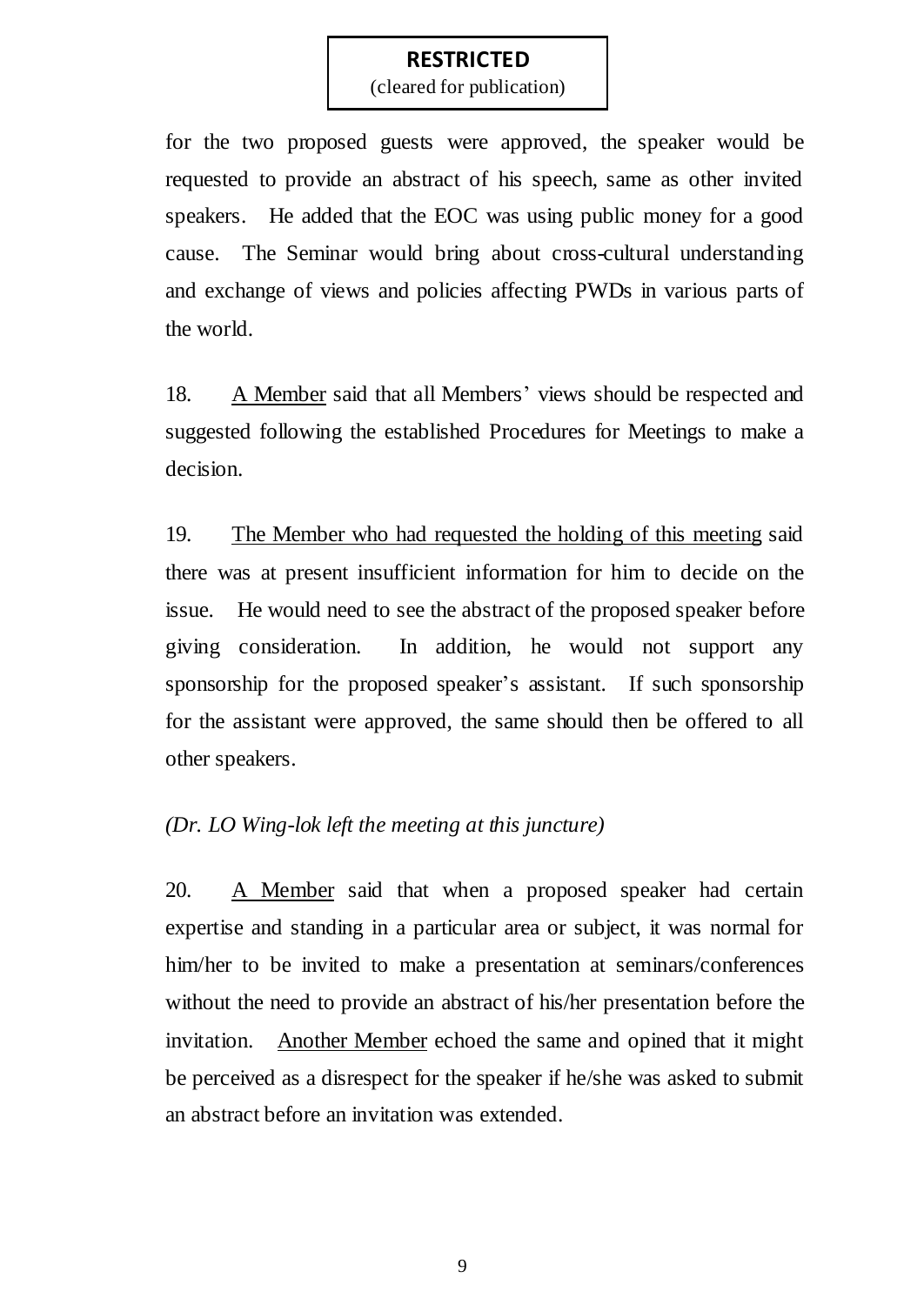**RESTRICTED**
(cleared for publication)

for the two proposed guests were approved, the speaker would be requested to provide an abstract of his speech, same as other invited speakers. He added that the EOC was using public money for a good cause. The Seminar would bring about cross-cultural understanding and exchange of views and policies affecting PWDs in various parts of the world.

18. A Member said that all Members' views should be respected and suggested following the established Procedures for Meetings to make a decision.

19. The Member who had requested the holding of this meeting said there was at present insufficient information for him to decide on the issue. He would need to see the abstract of the proposed speaker before giving consideration. In addition, he would not support any sponsorship for the proposed speaker's assistant. If such sponsorship for the assistant were approved, the same should then be offered to all other speakers.

*(Dr. LO Wing-lok left the meeting at this juncture)*

20. A Member said that when a proposed speaker had certain expertise and standing in a particular area or subject, it was normal for him/her to be invited to make a presentation at seminars/conferences without the need to provide an abstract of his/her presentation before the invitation. Another Member echoed the same and opined that it might be perceived as a disrespect for the speaker if he/she was asked to submit an abstract before an invitation was extended.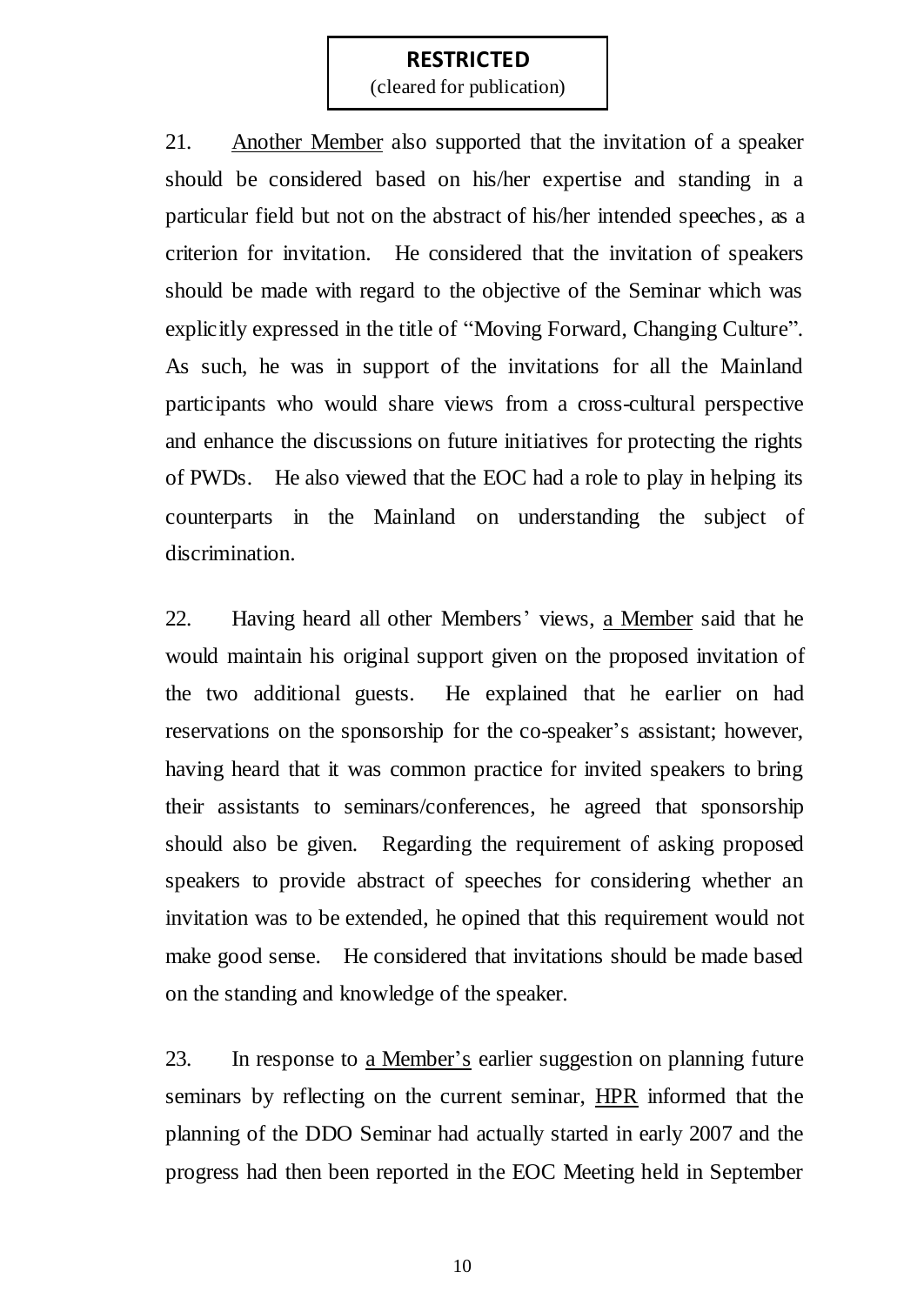**RESTRICTED**
(cleared for publication)

21. Another Member also supported that the invitation of a speaker should be considered based on his/her expertise and standing in a particular field but not on the abstract of his/her intended speeches, as a criterion for invitation. He considered that the invitation of speakers should be made with regard to the objective of the Seminar which was explicitly expressed in the title of "Moving Forward, Changing Culture". As such, he was in support of the invitations for all the Mainland participants who would share views from a cross-cultural perspective and enhance the discussions on future initiatives for protecting the rights of PWDs. He also viewed that the EOC had a role to play in helping its counterparts in the Mainland on understanding the subject of discrimination.

22. Having heard all other Members' views, a Member said that he would maintain his original support given on the proposed invitation of the two additional guests. He explained that he earlier on had reservations on the sponsorship for the co-speaker's assistant; however, having heard that it was common practice for invited speakers to bring their assistants to seminars/conferences, he agreed that sponsorship should also be given. Regarding the requirement of asking proposed speakers to provide abstract of speeches for considering whether an invitation was to be extended, he opined that this requirement would not make good sense. He considered that invitations should be made based on the standing and knowledge of the speaker.

23. In response to a Member's earlier suggestion on planning future seminars by reflecting on the current seminar, HPR informed that the planning of the DDO Seminar had actually started in early 2007 and the progress had then been reported in the EOC Meeting held in September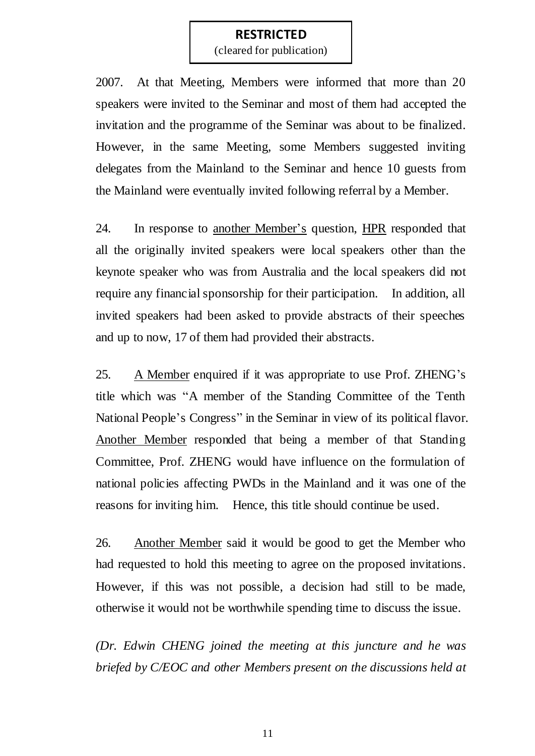**RESTRICTED**
(cleared for publication)

2007. At that Meeting, Members were informed that more than 20 speakers were invited to the Seminar and most of them had accepted the invitation and the programme of the Seminar was about to be finalized. However, in the same Meeting, some Members suggested inviting delegates from the Mainland to the Seminar and hence 10 guests from the Mainland were eventually invited following referral by a Member.

24. In response to <u>another Member's</u> question, <u>HPR</u> responded that all the originally invited speakers were local speakers other than the keynote speaker who was from Australia and the local speakers did not require any financial sponsorship for their participation. In addition, all invited speakers had been asked to provide abstracts of their speeches and up to now, 17 of them had provided their abstracts.

25. <u>A Member</u> enquired if it was appropriate to use Prof. ZHENG's title which was "A member of the Standing Committee of the Tenth National People's Congress" in the Seminar in view of its political flavor. <u>Another Member</u> responded that being a member of that Standing Committee, Prof. ZHENG would have influence on the formulation of national policies affecting PWDs in the Mainland and it was one of the reasons for inviting him. Hence, this title should continue be used.

26. <u>Another Member</u> said it would be good to get the Member who had requested to hold this meeting to agree on the proposed invitations. However, if this was not possible, a decision had still to be made, otherwise it would not be worthwhile spending time to discuss the issue.

*(Dr. Edwin CHENG joined the meeting at this juncture and he was briefed by C/EOC and other Members present on the discussions held at*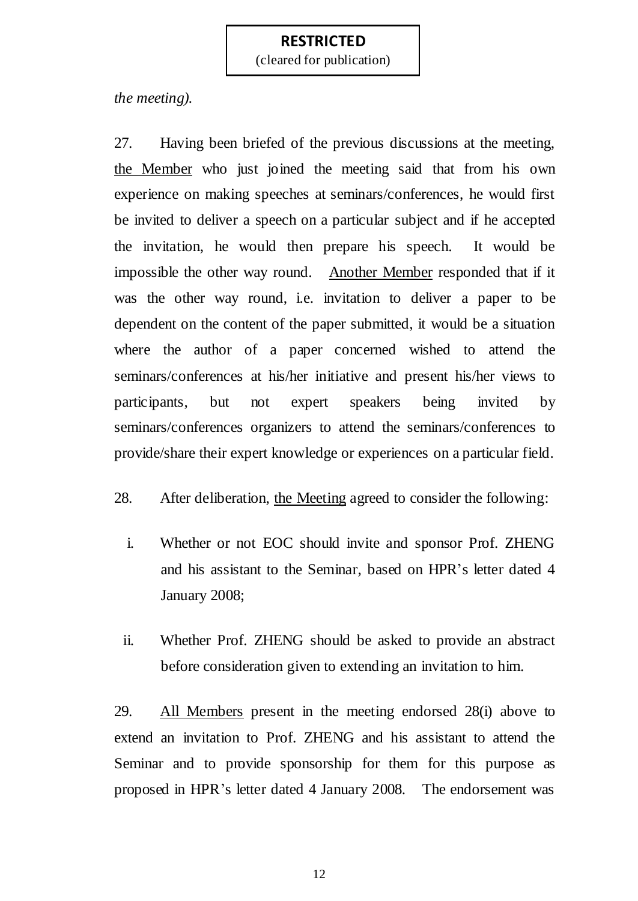*the meeting).*

27. Having been briefed of the previous discussions at the meeting, <u>the Member</u> who just joined the meeting said that from his own experience on making speeches at seminars/conferences, he would first be invited to deliver a speech on a particular subject and if he accepted the invitation, he would then prepare his speech. It would be impossible the other way round. <u>Another Member</u> responded that if it was the other way round, i.e. invitation to deliver a paper to be dependent on the content of the paper submitted, it would be a situation where the author of a paper concerned wished to attend the seminars/conferences at his/her initiative and present his/her views to participants, but not expert speakers being invited by seminars/conferences organizers to attend the seminars/conferences to provide/share their expert knowledge or experiences on a particular field.

28. After deliberation, <u>the Meeting</u> agreed to consider the following:

i. Whether or not EOC should invite and sponsor Prof. ZHENG and his assistant to the Seminar, based on HPR's letter dated 4 January 2008;

ii. Whether Prof. ZHENG should be asked to provide an abstract before consideration given to extending an invitation to him.

29. <u>All Members</u> present in the meeting endorsed 28(i) above to extend an invitation to Prof. ZHENG and his assistant to attend the Seminar and to provide sponsorship for them for this purpose as proposed in HPR's letter dated 4 January 2008. The endorsement was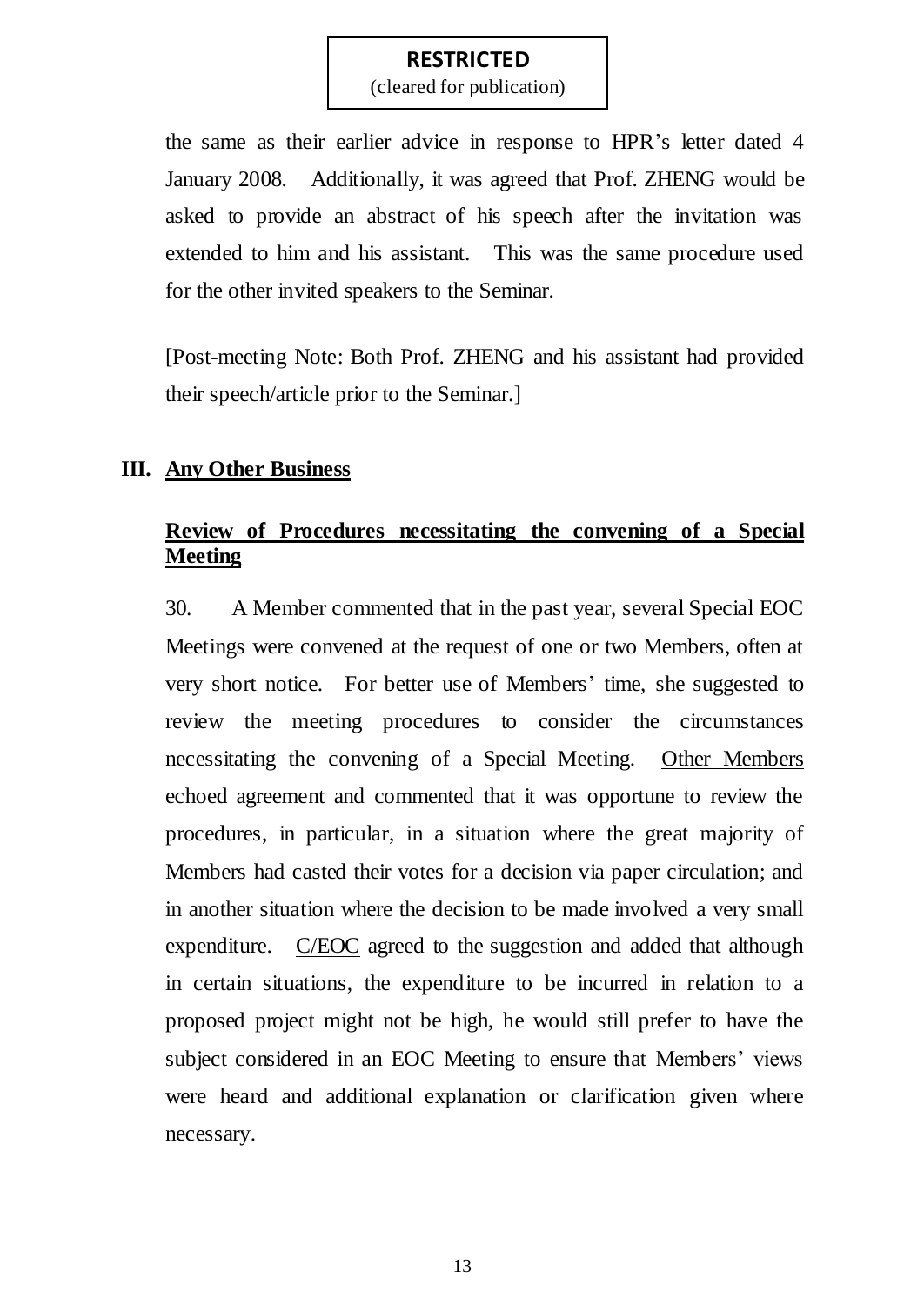the same as their earlier advice in response to HPR's letter dated 4 January 2008. Additionally, it was agreed that Prof. ZHENG would be asked to provide an abstract of his speech after the invitation was extended to him and his assistant. This was the same procedure used for the other invited speakers to the Seminar.

[Post-meeting Note: Both Prof. ZHENG and his assistant had provided their speech/article prior to the Seminar.]

## III. Any Other Business

### Review of Procedures necessitating the convening of a Special Meeting

30. A Member commented that in the past year, several Special EOC Meetings were convened at the request of one or two Members, often at very short notice. For better use of Members' time, she suggested to review the meeting procedures to consider the circumstances necessitating the convening of a Special Meeting. Other Members echoed agreement and commented that it was opportune to review the procedures, in particular, in a situation where the great majority of Members had casted their votes for a decision via paper circulation; and in another situation where the decision to be made involved a very small expenditure. C/EOC agreed to the suggestion and added that although in certain situations, the expenditure to be incurred in relation to a proposed project might not be high, he would still prefer to have the subject considered in an EOC Meeting to ensure that Members' views were heard and additional explanation or clarification given where necessary.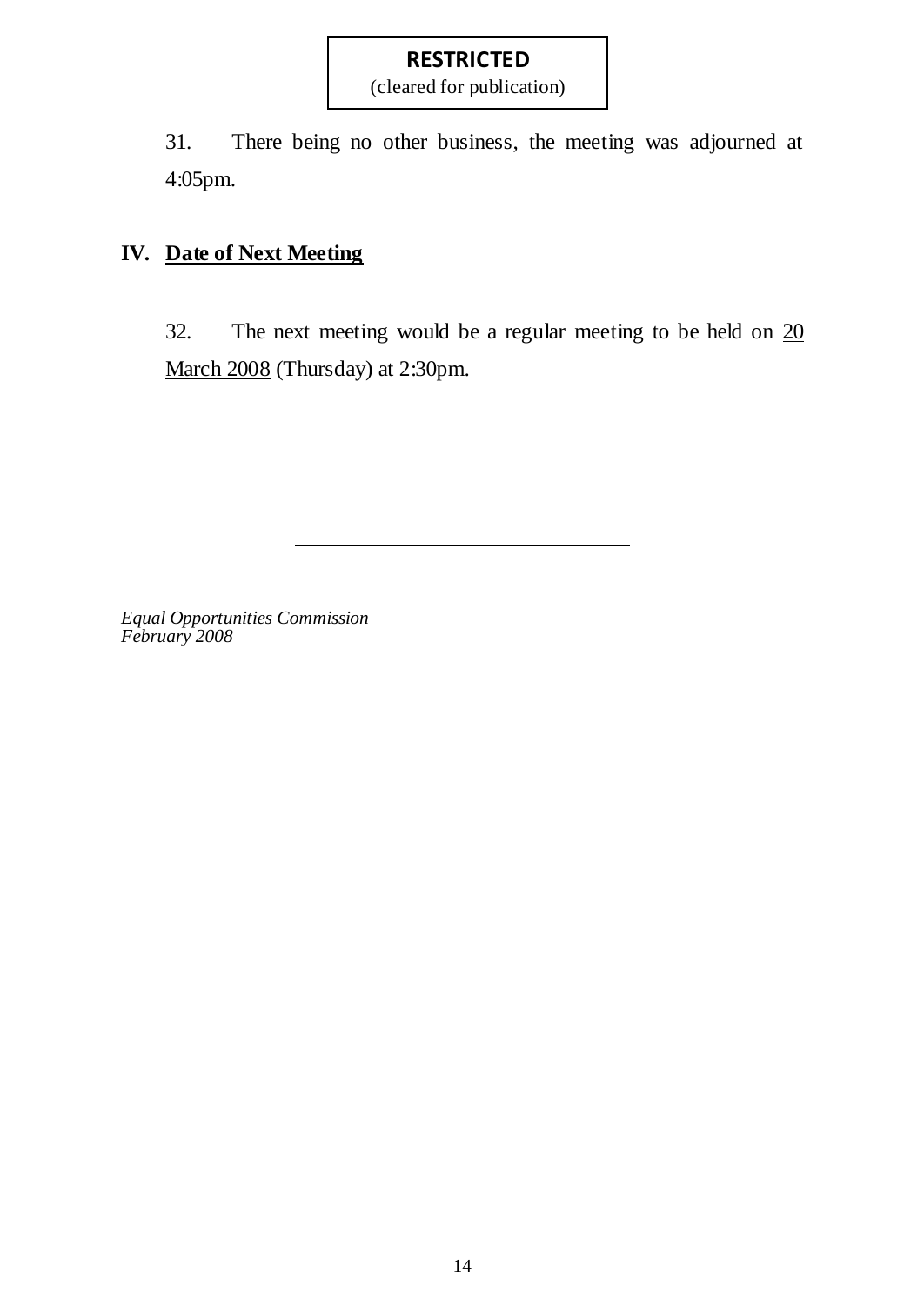**RESTRICTED**
(cleared for publication)

31. There being no other business, the meeting was adjourned at 4:05pm.

## IV. Date of Next Meeting

32. The next meeting would be a regular meeting to be held on 20 March 2008 (Thursday) at 2:30pm.

---

*Equal Opportunities Commission*
*February 2008*